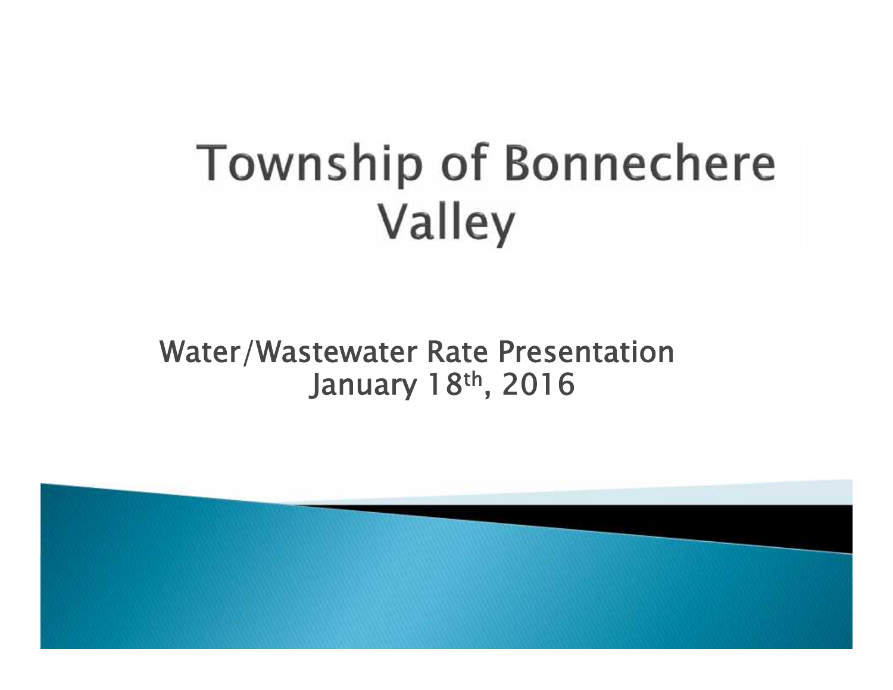# Township of Bonnechere Valley

Water/Wastewater Rate Presentation
January 18th, 2016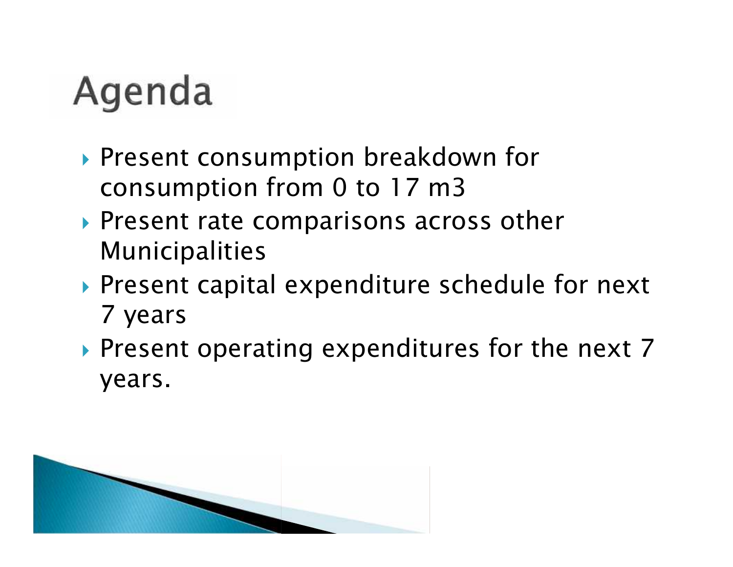# Agenda

- Present consumption breakdown for consumption from 0 to 17 m3
- Present rate comparisons across other Municipalities
- Present capital expenditure schedule for next 7 years
- Present operating expenditures for the next 7 years.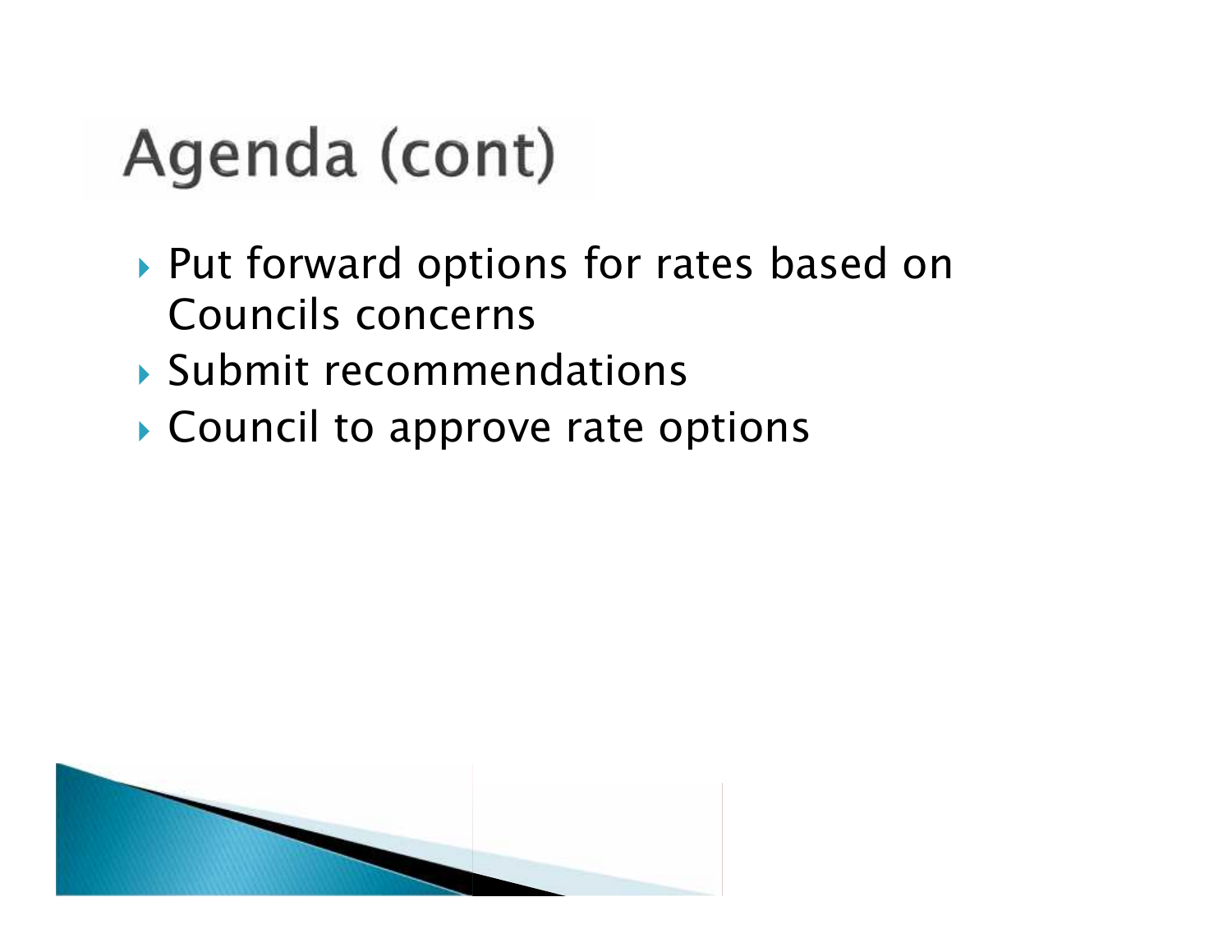# Agenda (cont)

- Put forward options for rates based on Councils concerns
- Submit recommendations
- Council to approve rate options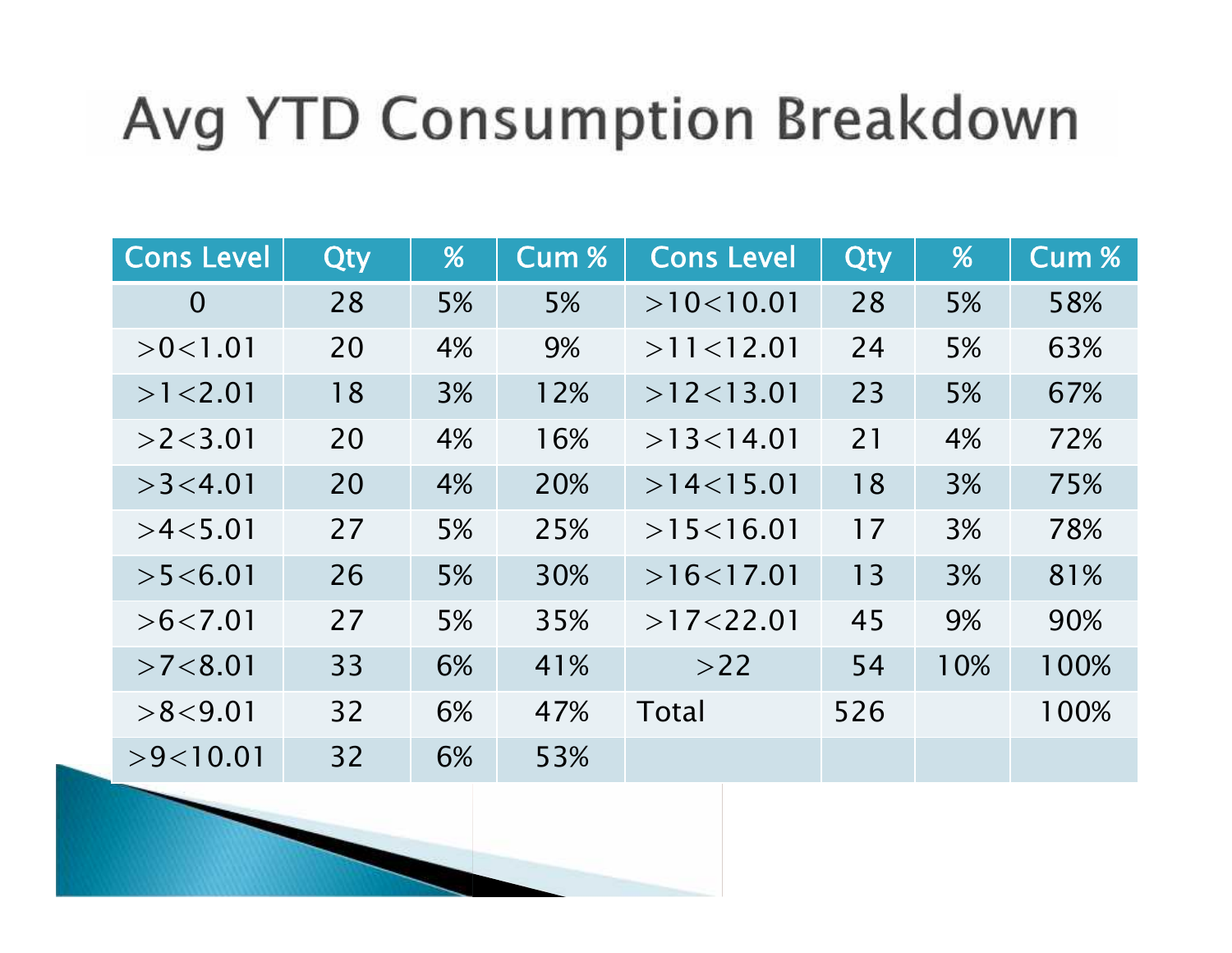# Avg YTD Consumption Breakdown

| Cons Level | Qty | % | Cum % | Cons Level | Qty | % | Cum % |
|---|---|---|---|---|---|---|---|
| 0 | 28 | 5% | 5% | >10<10.01 | 28 | 5% | 58% |
| >0<1.01 | 20 | 4% | 9% | >11<12.01 | 24 | 5% | 63% |
| >1<2.01 | 18 | 3% | 12% | >12<13.01 | 23 | 5% | 67% |
| >2<3.01 | 20 | 4% | 16% | >13<14.01 | 21 | 4% | 72% |
| >3<4.01 | 20 | 4% | 20% | >14<15.01 | 18 | 3% | 75% |
| >4<5.01 | 27 | 5% | 25% | >15<16.01 | 17 | 3% | 78% |
| >5<6.01 | 26 | 5% | 30% | >16<17.01 | 13 | 3% | 81% |
| >6<7.01 | 27 | 5% | 35% | >17<22.01 | 45 | 9% | 90% |
| >7<8.01 | 33 | 6% | 41% | >22 | 54 | 10% | 100% |
| >8<9.01 | 32 | 6% | 47% | Total | 526 | | 100% |
| >9<10.01 | 32 | 6% | 53% | | | | |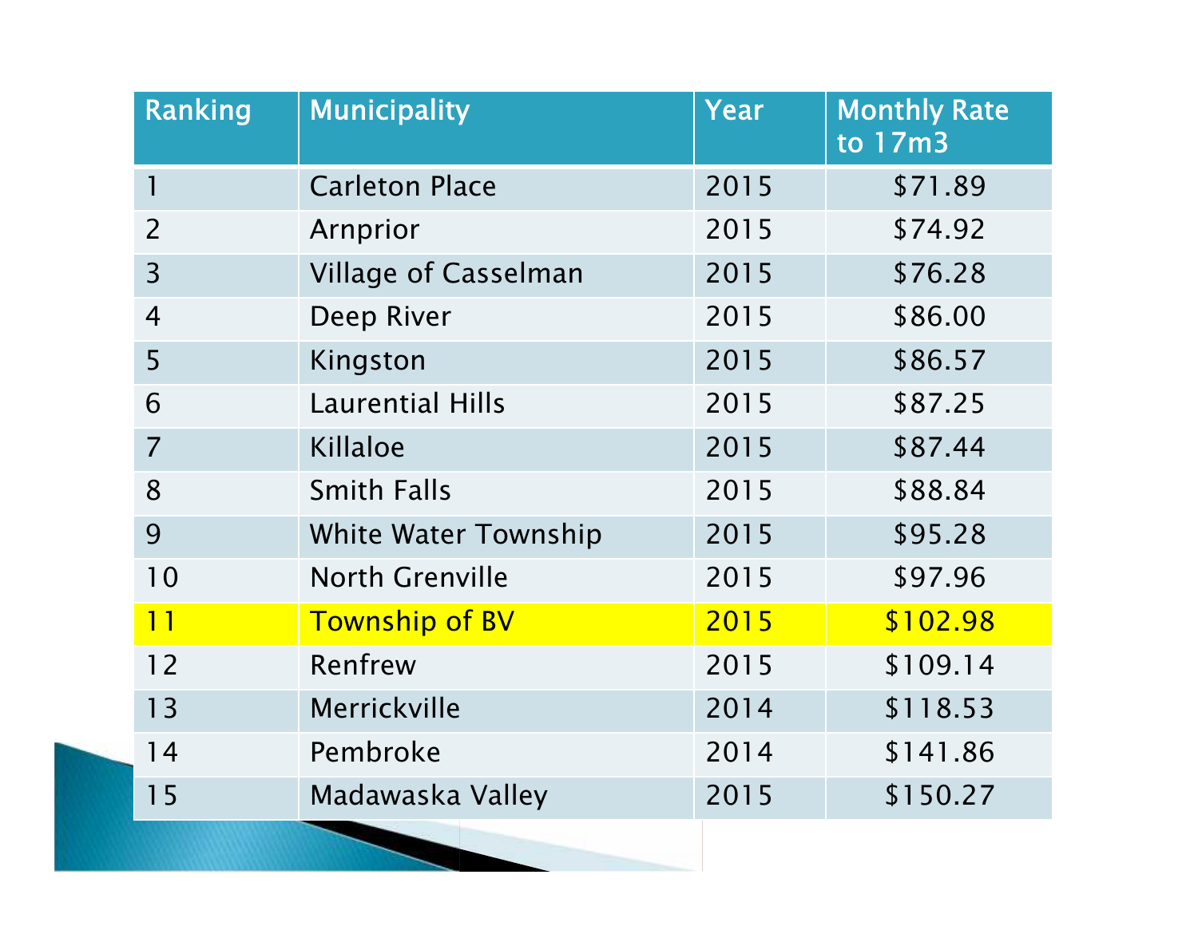| Ranking | Municipality | Year | Monthly Rate to 17m3 |
|---|---|---|---|
| 1 | Carleton Place | 2015 | $71.89 |
| 2 | Arnprior | 2015 | $74.92 |
| 3 | Village of Casselman | 2015 | $76.28 |
| 4 | Deep River | 2015 | $86.00 |
| 5 | Kingston | 2015 | $86.57 |
| 6 | Laurential Hills | 2015 | $87.25 |
| 7 | Killaloe | 2015 | $87.44 |
| 8 | Smith Falls | 2015 | $88.84 |
| 9 | White Water Township | 2015 | $95.28 |
| 10 | North Grenville | 2015 | $97.96 |
| 11 | Township of BV | 2015 | $102.98 |
| 12 | Renfrew | 2015 | $109.14 |
| 13 | Merrickville | 2014 | $118.53 |
| 14 | Pembroke | 2014 | $141.86 |
| 15 | Madawaska Valley | 2015 | $150.27 |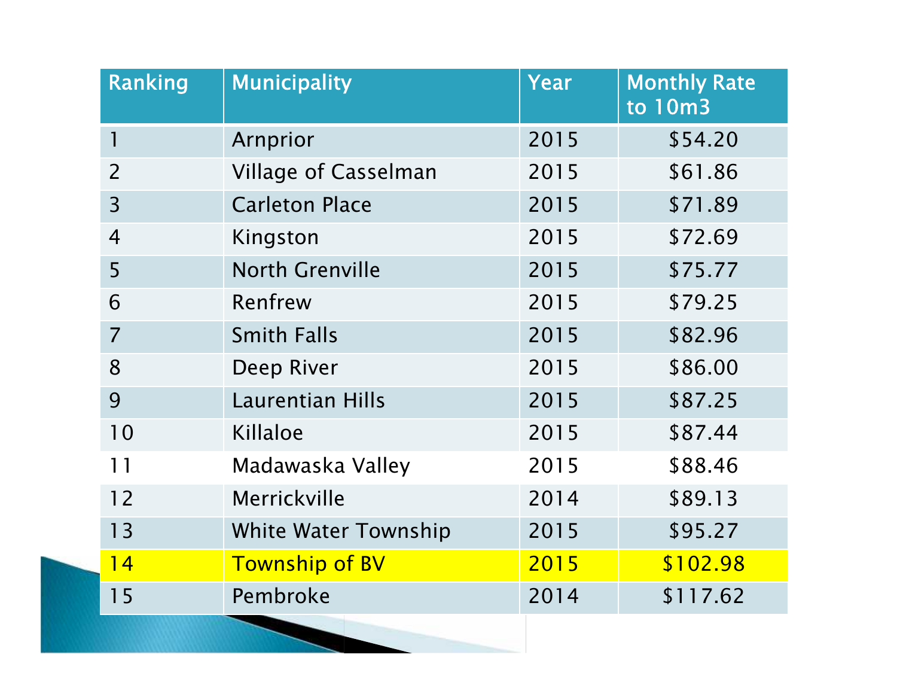| Ranking | Municipality | Year | Monthly Rate to 10m3 |
| --- | --- | --- | --- |
| 1 | Arnprior | 2015 | $54.20 |
| 2 | Village of Casselman | 2015 | $61.86 |
| 3 | Carleton Place | 2015 | $71.89 |
| 4 | Kingston | 2015 | $72.69 |
| 5 | North Grenville | 2015 | $75.77 |
| 6 | Renfrew | 2015 | $79.25 |
| 7 | Smith Falls | 2015 | $82.96 |
| 8 | Deep River | 2015 | $86.00 |
| 9 | Laurentian Hills | 2015 | $87.25 |
| 10 | Killaloe | 2015 | $87.44 |
| 11 | Madawaska Valley | 2015 | $88.46 |
| 12 | Merrickville | 2014 | $89.13 |
| 13 | White Water Township | 2015 | $95.27 |
| 14 | Township of BV | 2015 | $102.98 |
| 15 | Pembroke | 2014 | $117.62 |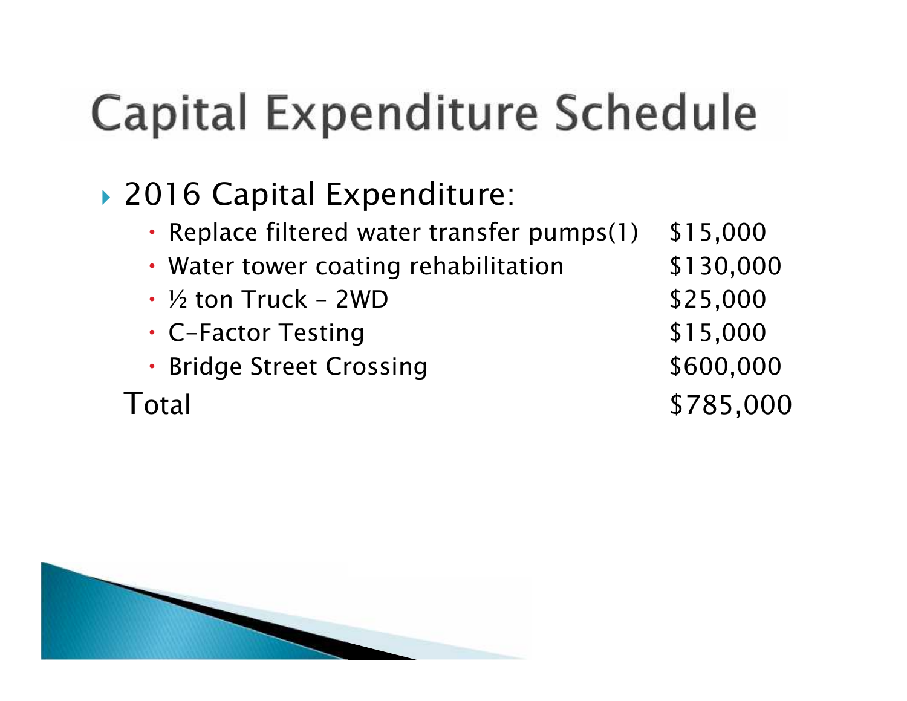# Capital Expenditure Schedule

- 2016 Capital Expenditure:
  - Replace filtered water transfer pumps(1) $15,000
  - Water tower coating rehabilitation $130,000
  - ½ ton Truck – 2WD $25,000
  - C-Factor Testing $15,000
  - Bridge Street Crossing $600,000

  Total $785,000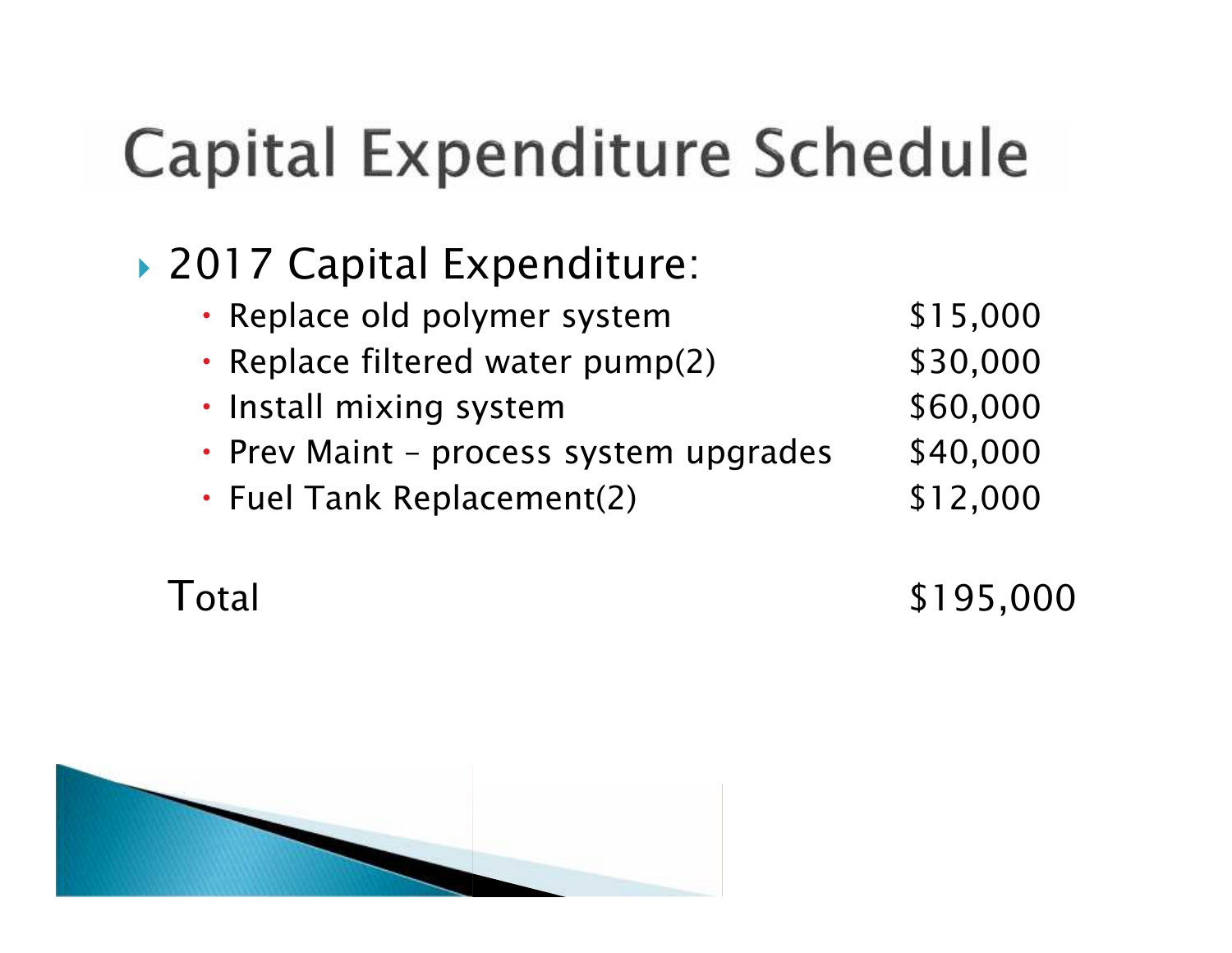# Capital Expenditure Schedule

- 2017 Capital Expenditure:
  - Replace old polymer system $15,000
  - Replace filtered water pump(2) $30,000
  - Install mixing system $60,000
  - Prev Maint – process system upgrades $40,000
  - Fuel Tank Replacement(2) $12,000

Total $195,000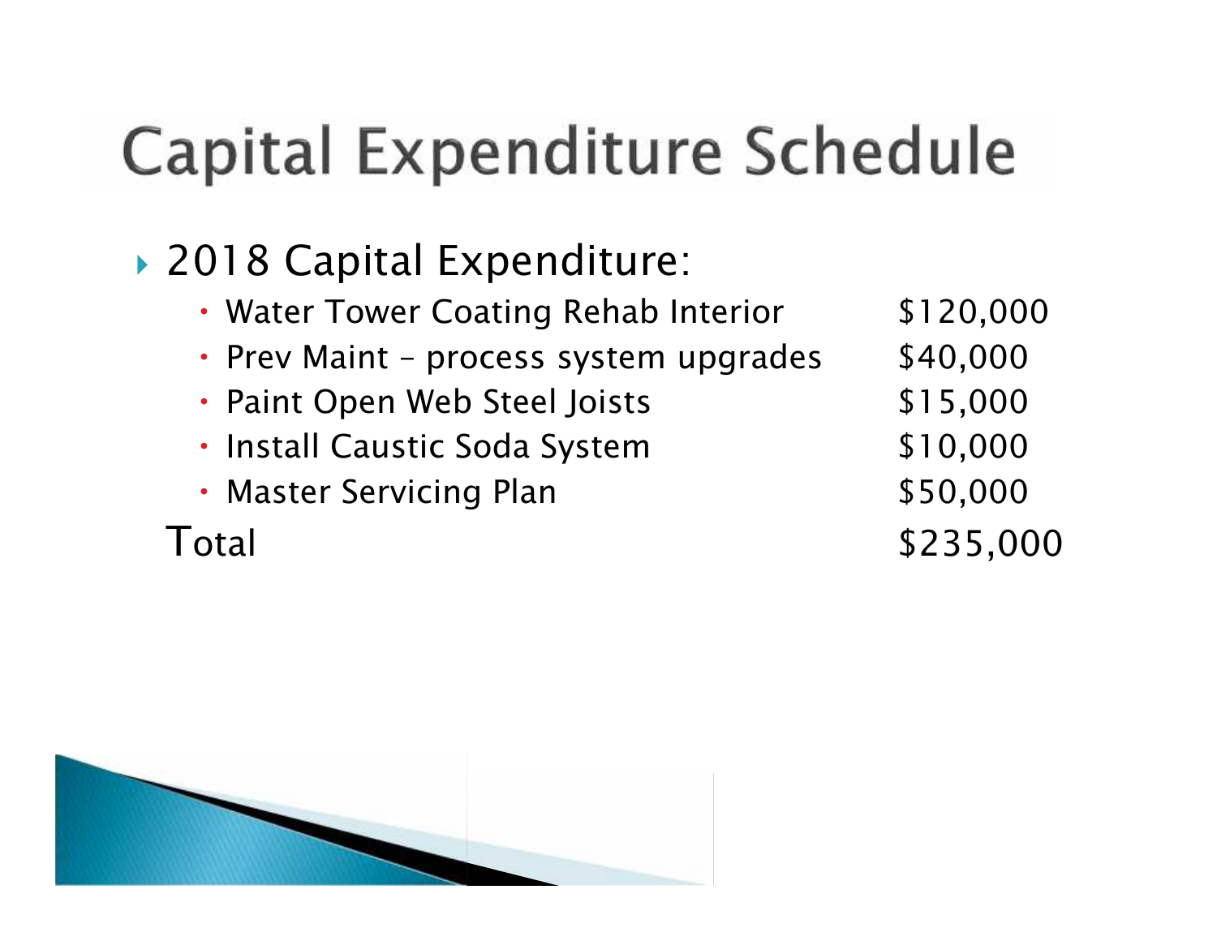# Capital Expenditure Schedule

- 2018 Capital Expenditure:

| Item | Amount |
| --- | --- |
| Water Tower Coating Rehab Interior | $120,000 |
| Prev Maint – process system upgrades | $40,000 |
| Paint Open Web Steel Joists | $15,000 |
| Install Caustic Soda System | $10,000 |
| Master Servicing Plan | $50,000 |
| Total | $235,000 |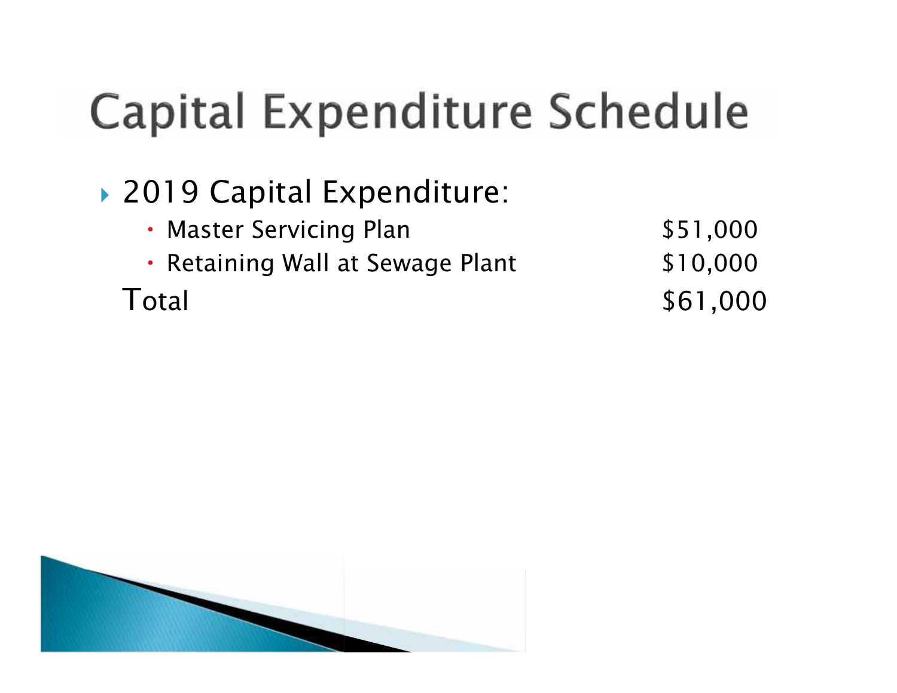# Capital Expenditure Schedule

- 2019 Capital Expenditure:
  - Master Servicing Plan $51,000
  - Retaining Wall at Sewage Plant $10,000

Total $61,000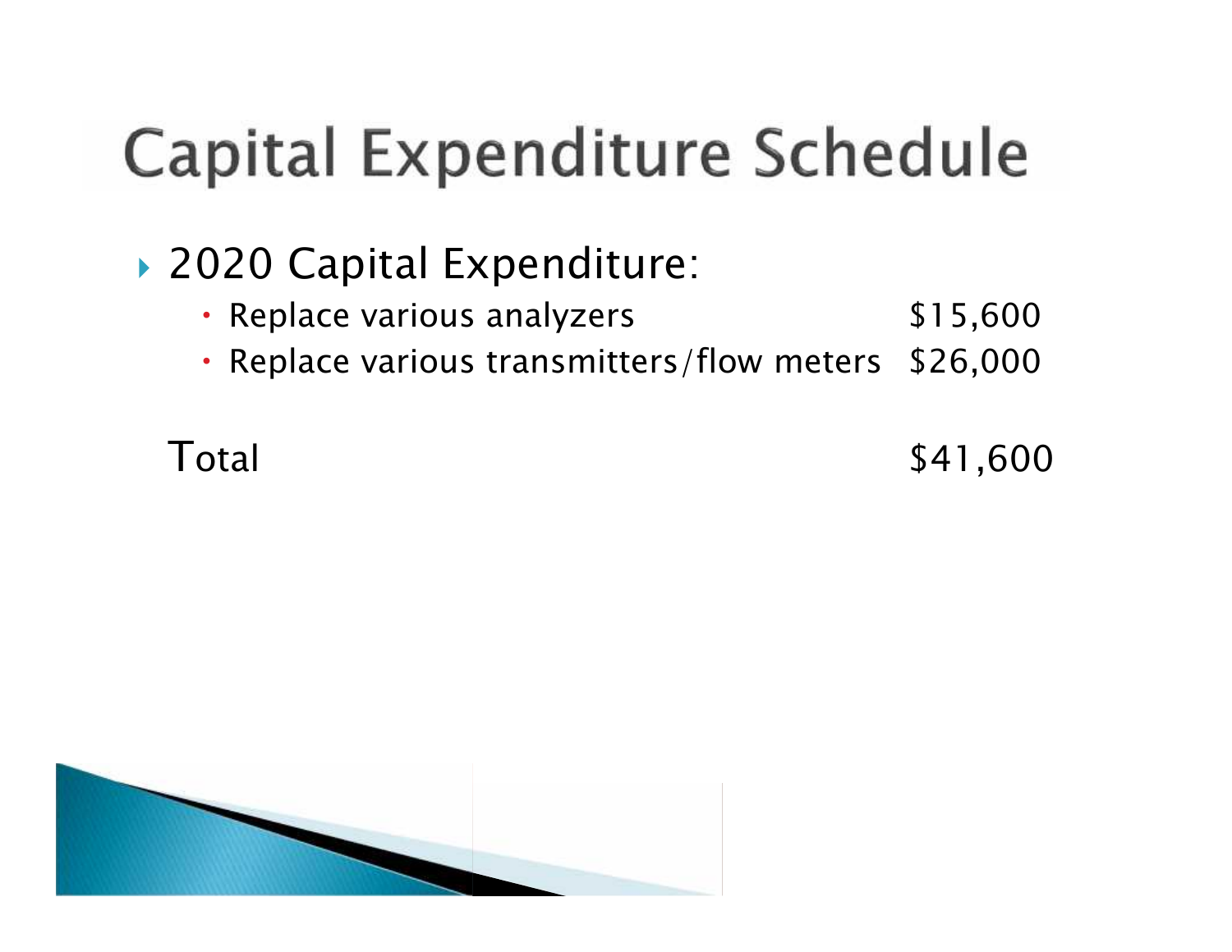# Capital Expenditure Schedule

- 2020 Capital Expenditure:
  - Replace various analyzers $15,600
  - Replace various transmitters/flow meters $26,000

Total $41,600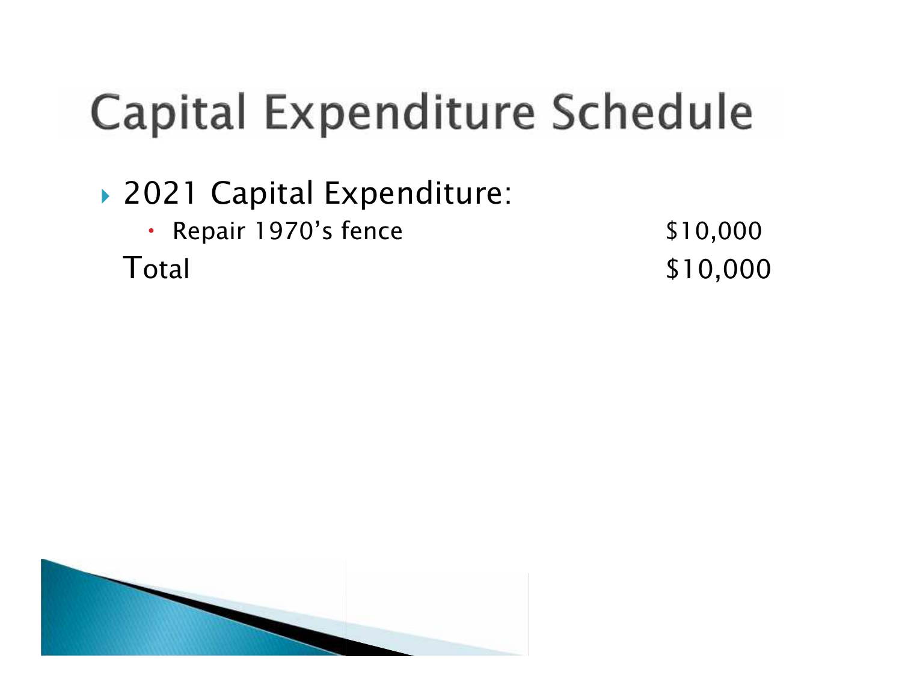# Capital Expenditure Schedule

- 2021 Capital Expenditure:
  - Repair 1970's fence $10,000

  Total $10,000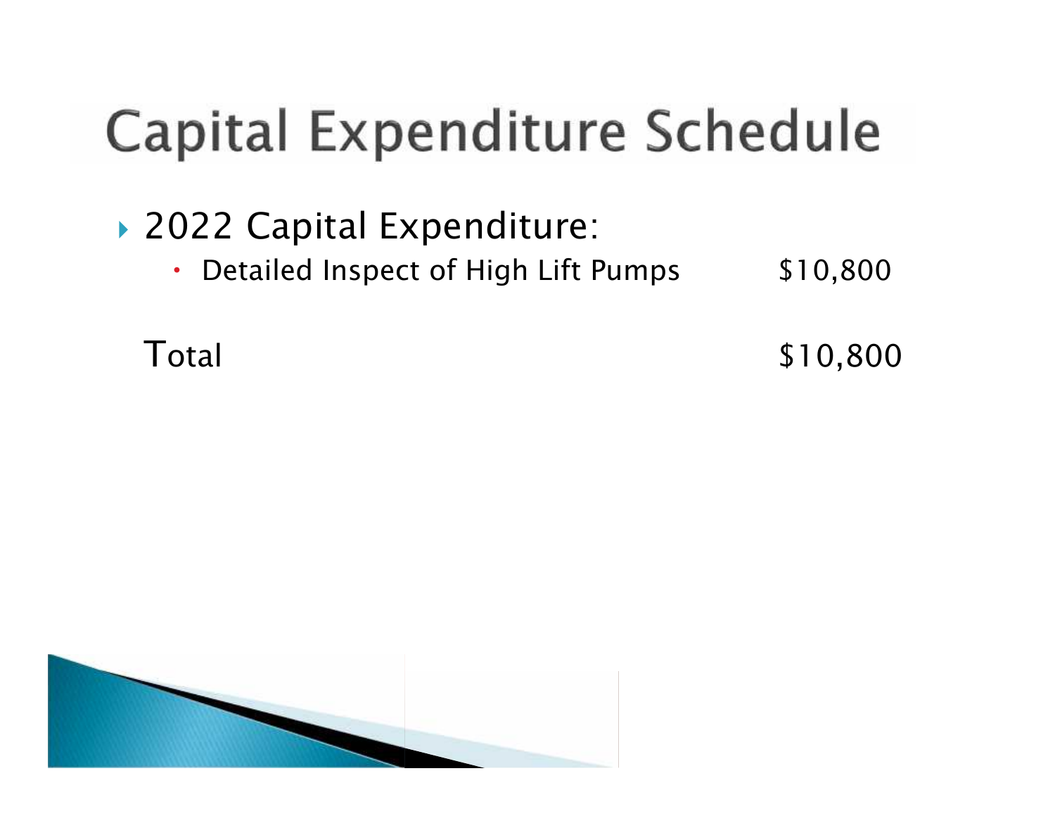# Capital Expenditure Schedule

- 2022 Capital Expenditure:
  - Detailed Inspect of High Lift Pumps $10,800

Total $10,800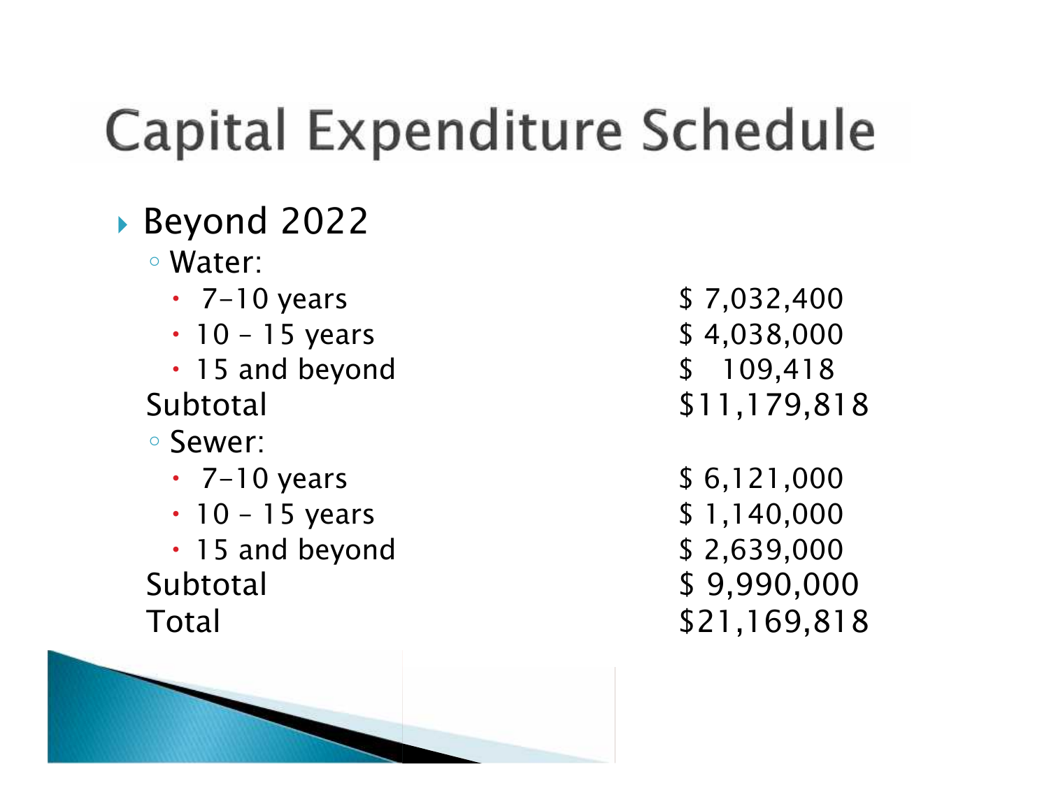# Capital Expenditure Schedule

- Beyond 2022
  - Water:
    - 7-10 years — $ 7,032,400
    - 10 – 15 years — $ 4,038,000
    - 15 and beyond — $ 109,418

  Subtotal — $11,179,818

  - Sewer:
    - 7-10 years — $ 6,121,000
    - 10 – 15 years — $ 1,140,000
    - 15 and beyond — $ 2,639,000

  Subtotal — $ 9,990,000

  Total — $21,169,818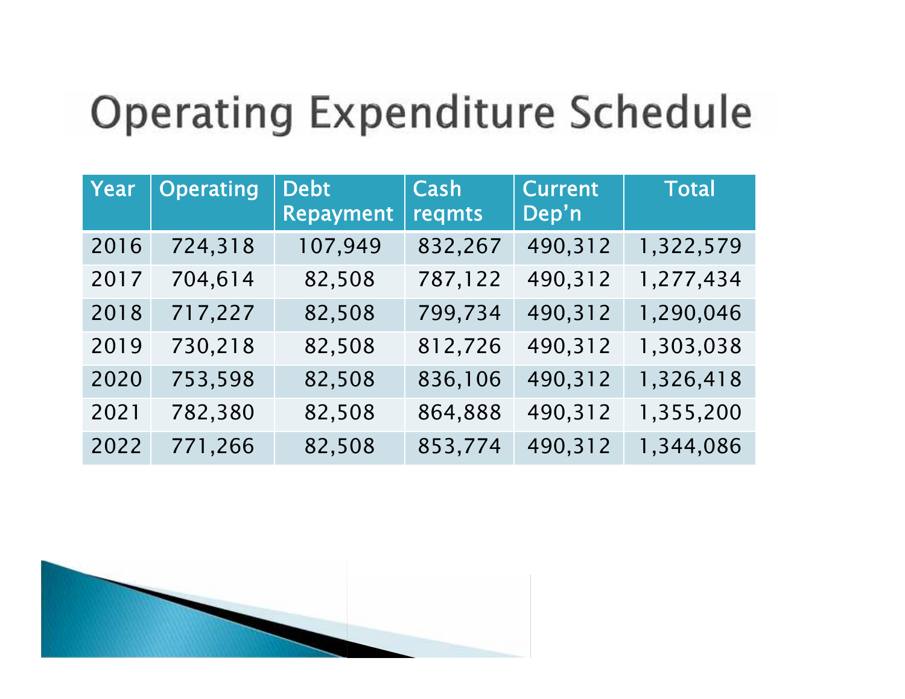# Operating Expenditure Schedule

| Year | Operating | Debt Repayment | Cash reqmts | Current Dep'n | Total |
|---|---|---|---|---|---|
| 2016 | 724,318 | 107,949 | 832,267 | 490,312 | 1,322,579 |
| 2017 | 704,614 | 82,508 | 787,122 | 490,312 | 1,277,434 |
| 2018 | 717,227 | 82,508 | 799,734 | 490,312 | 1,290,046 |
| 2019 | 730,218 | 82,508 | 812,726 | 490,312 | 1,303,038 |
| 2020 | 753,598 | 82,508 | 836,106 | 490,312 | 1,326,418 |
| 2021 | 782,380 | 82,508 | 864,888 | 490,312 | 1,355,200 |
| 2022 | 771,266 | 82,508 | 853,774 | 490,312 | 1,344,086 |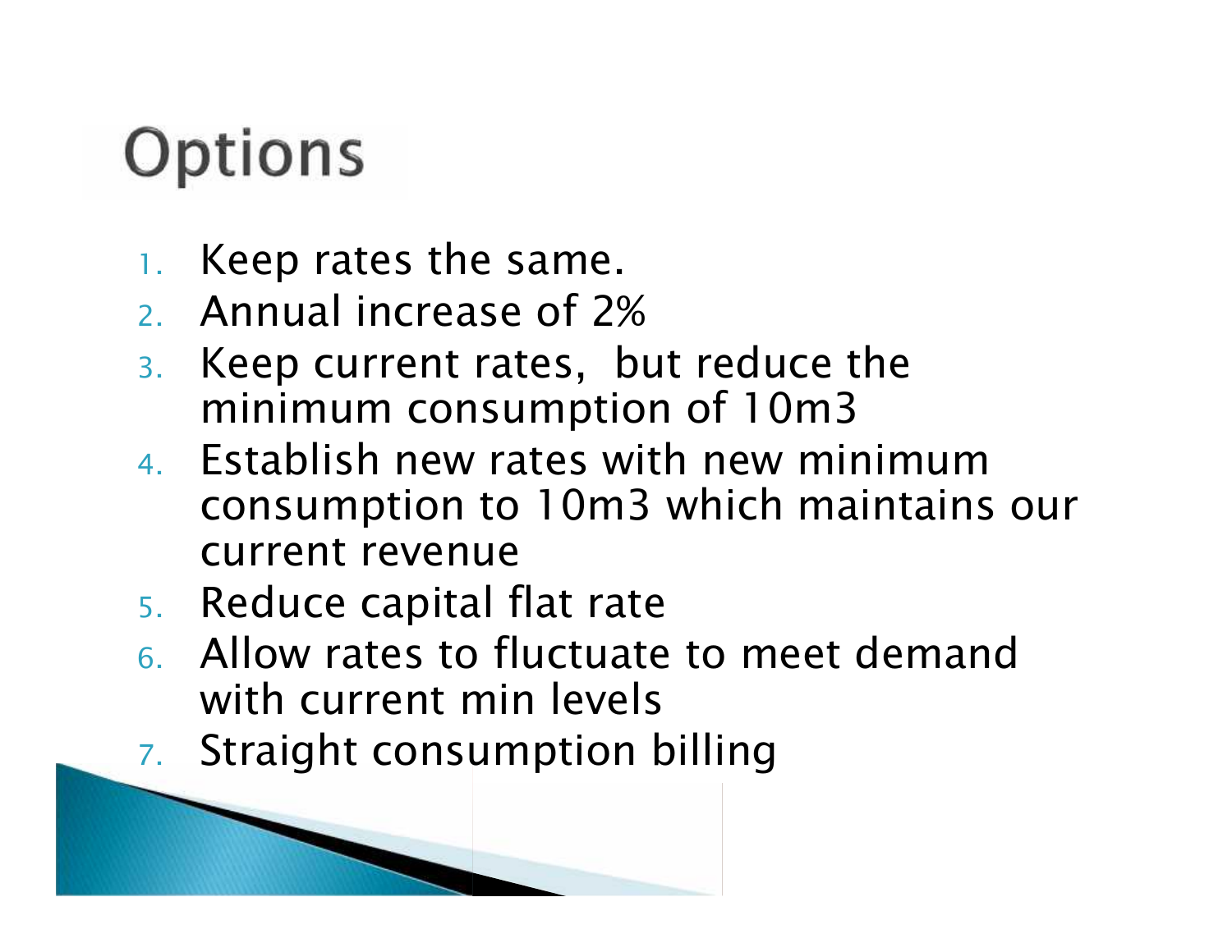# Options

1. Keep rates the same.
2. Annual increase of 2%
3. Keep current rates,  but reduce the minimum consumption of 10m3
4. Establish new rates with new minimum consumption to 10m3 which maintains our current revenue
5. Reduce capital flat rate
6. Allow rates to fluctuate to meet demand with current min levels
7. Straight consumption billing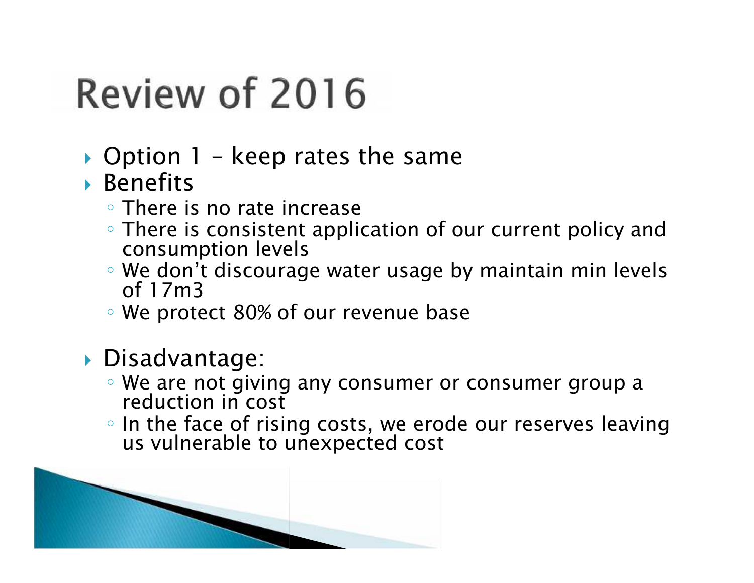# Review of 2016

- Option 1 – keep rates the same
- Benefits
  - There is no rate increase
  - There is consistent application of our current policy and consumption levels
  - We don't discourage water usage by maintain min levels of 17m3
  - We protect 80% of our revenue base
- Disadvantage:
  - We are not giving any consumer or consumer group a reduction in cost
  - In the face of rising costs, we erode our reserves leaving us vulnerable to unexpected cost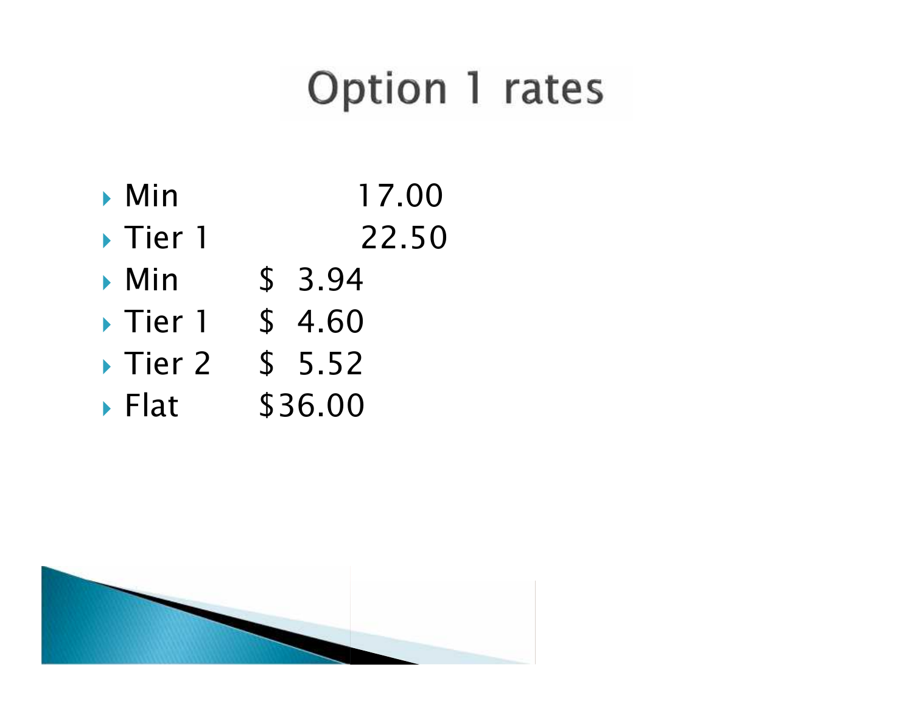# Option 1 rates

- Min 17.00
- Tier 1 22.50
- Min $ 3.94
- Tier 1 $ 4.60
- Tier 2 $ 5.52
- Flat $36.00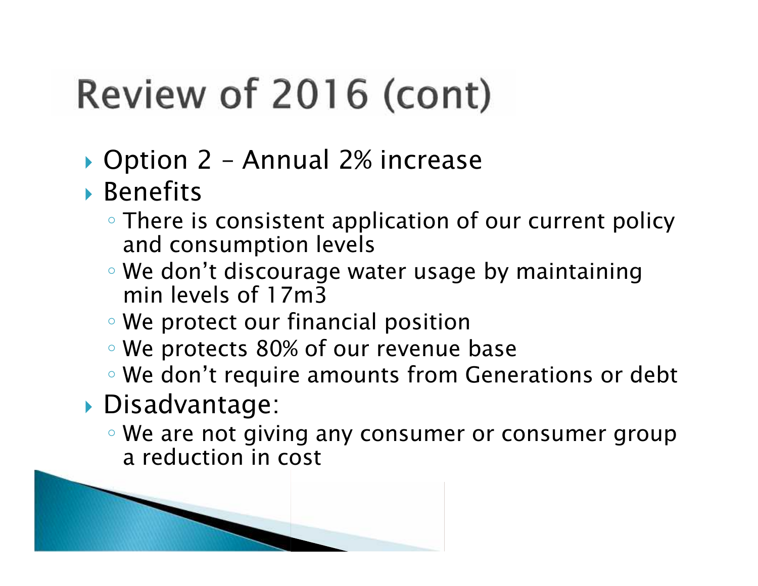# Review of 2016 (cont)

- Option 2 – Annual 2% increase
- Benefits
  - There is consistent application of our current policy and consumption levels
  - We don't discourage water usage by maintaining min levels of 17m3
  - We protect our financial position
  - We protects 80% of our revenue base
  - We don't require amounts from Generations or debt
- Disadvantage:
  - We are not giving any consumer or consumer group a reduction in cost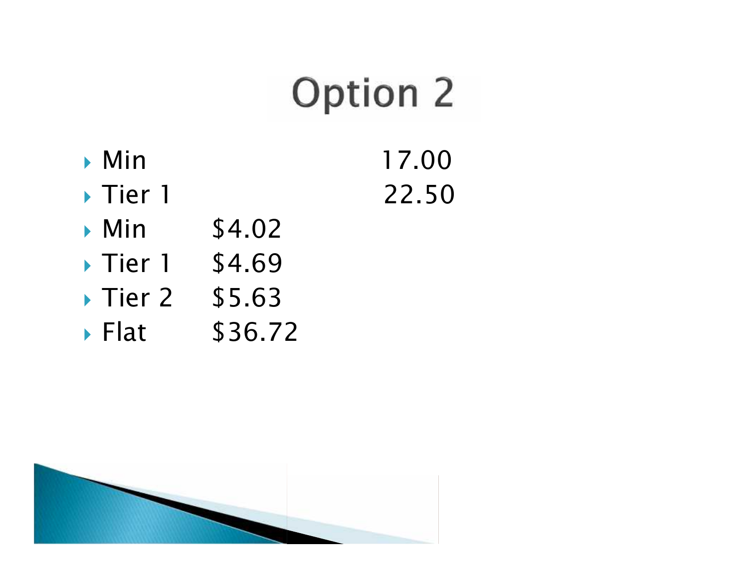# Option 2

- Min 17.00
- Tier 1 22.50
- Min $4.02
- Tier 1 $4.69
- Tier 2 $5.63
- Flat $36.72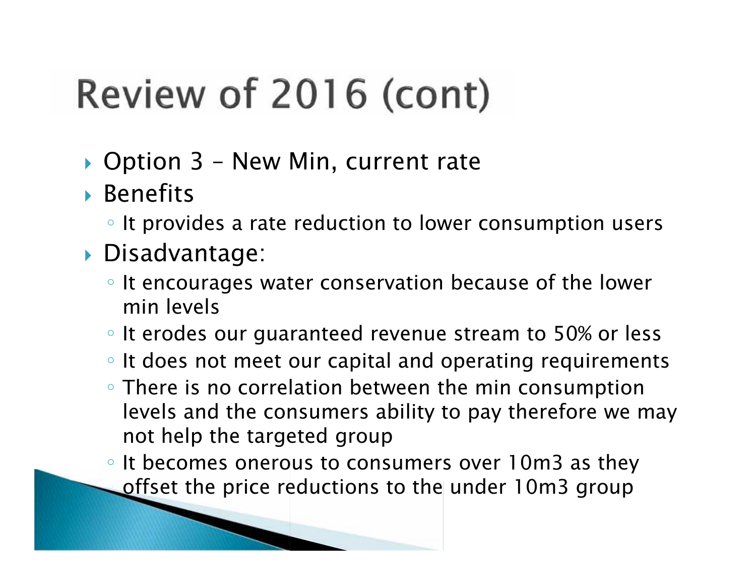# Review of 2016 (cont)

- Option 3 – New Min, current rate
- Benefits
  - It provides a rate reduction to lower consumption users
- Disadvantage:
  - It encourages water conservation because of the lower min levels
  - It erodes our guaranteed revenue stream to 50% or less
  - It does not meet our capital and operating requirements
  - There is no correlation between the min consumption levels and the consumers ability to pay therefore we may not help the targeted group
  - It becomes onerous to consumers over 10m3 as they offset the price reductions to the under 10m3 group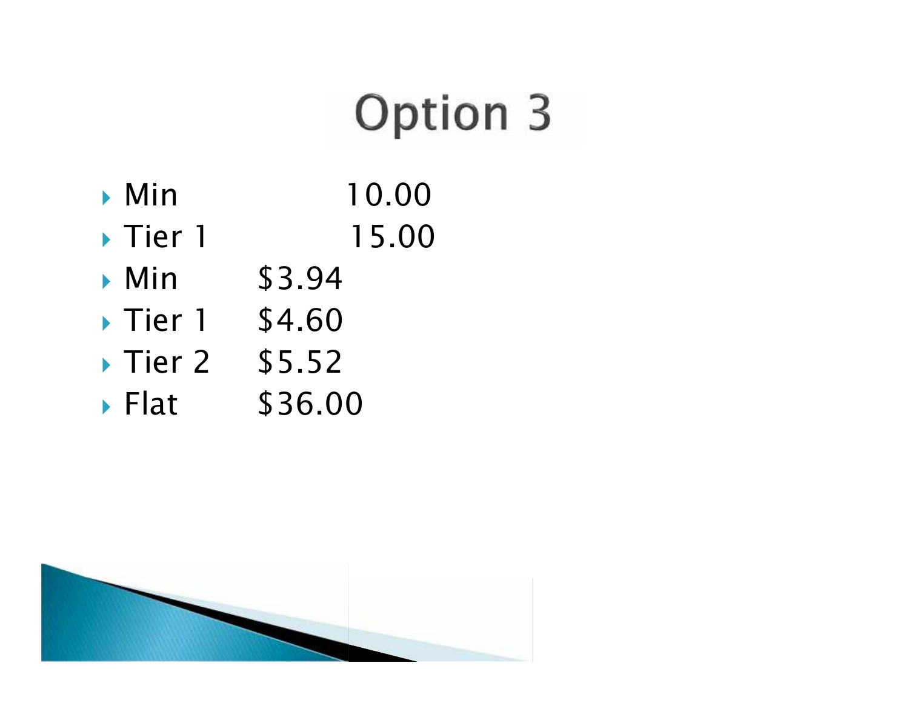# Option 3

- Min 10.00
- Tier 1 15.00
- Min $3.94
- Tier 1 $4.60
- Tier 2 $5.52
- Flat $36.00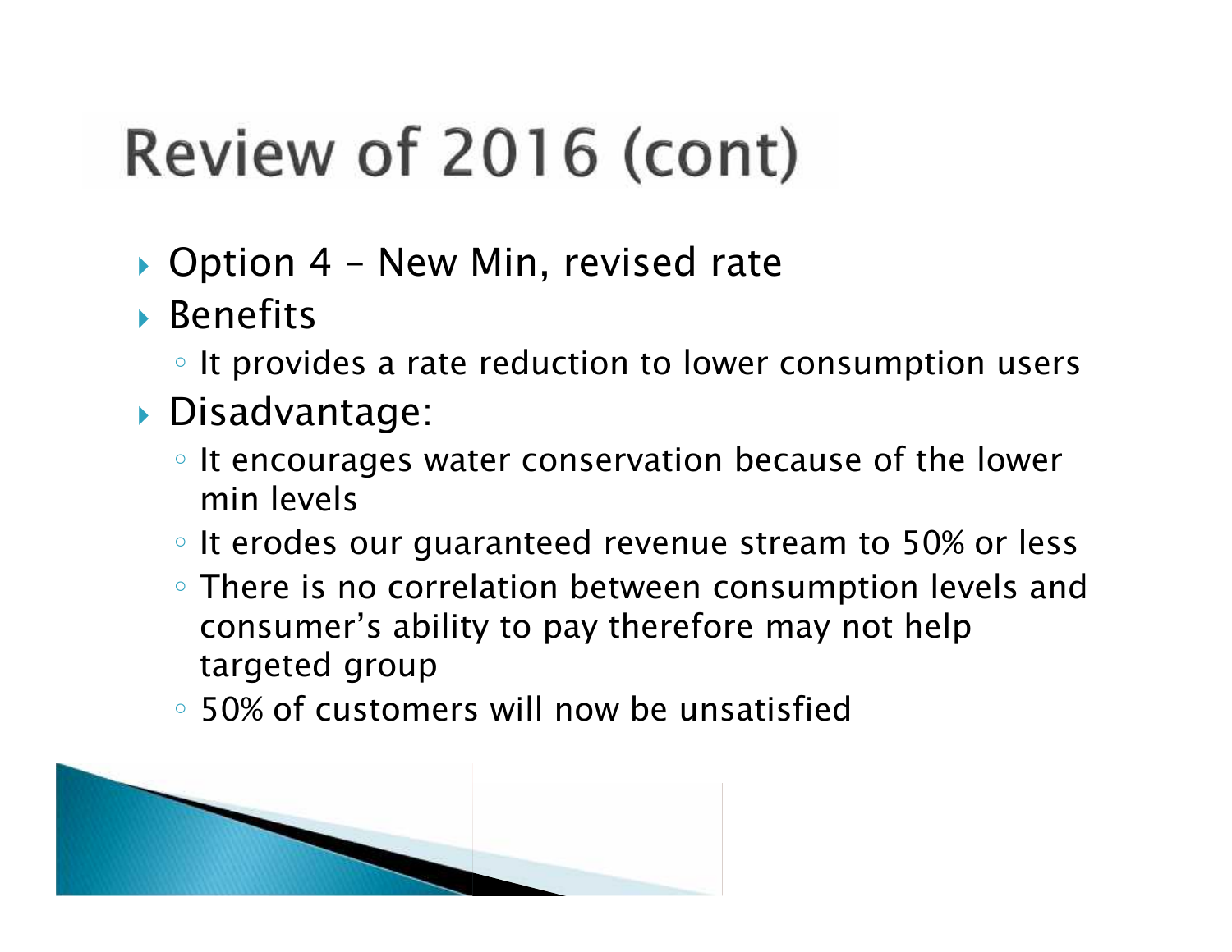# Review of 2016 (cont)

- Option 4 – New Min, revised rate
- Benefits
  - It provides a rate reduction to lower consumption users
- Disadvantage:
  - It encourages water conservation because of the lower min levels
  - It erodes our guaranteed revenue stream to 50% or less
  - There is no correlation between consumption levels and consumer's ability to pay therefore may not help targeted group
  - 50% of customers will now be unsatisfied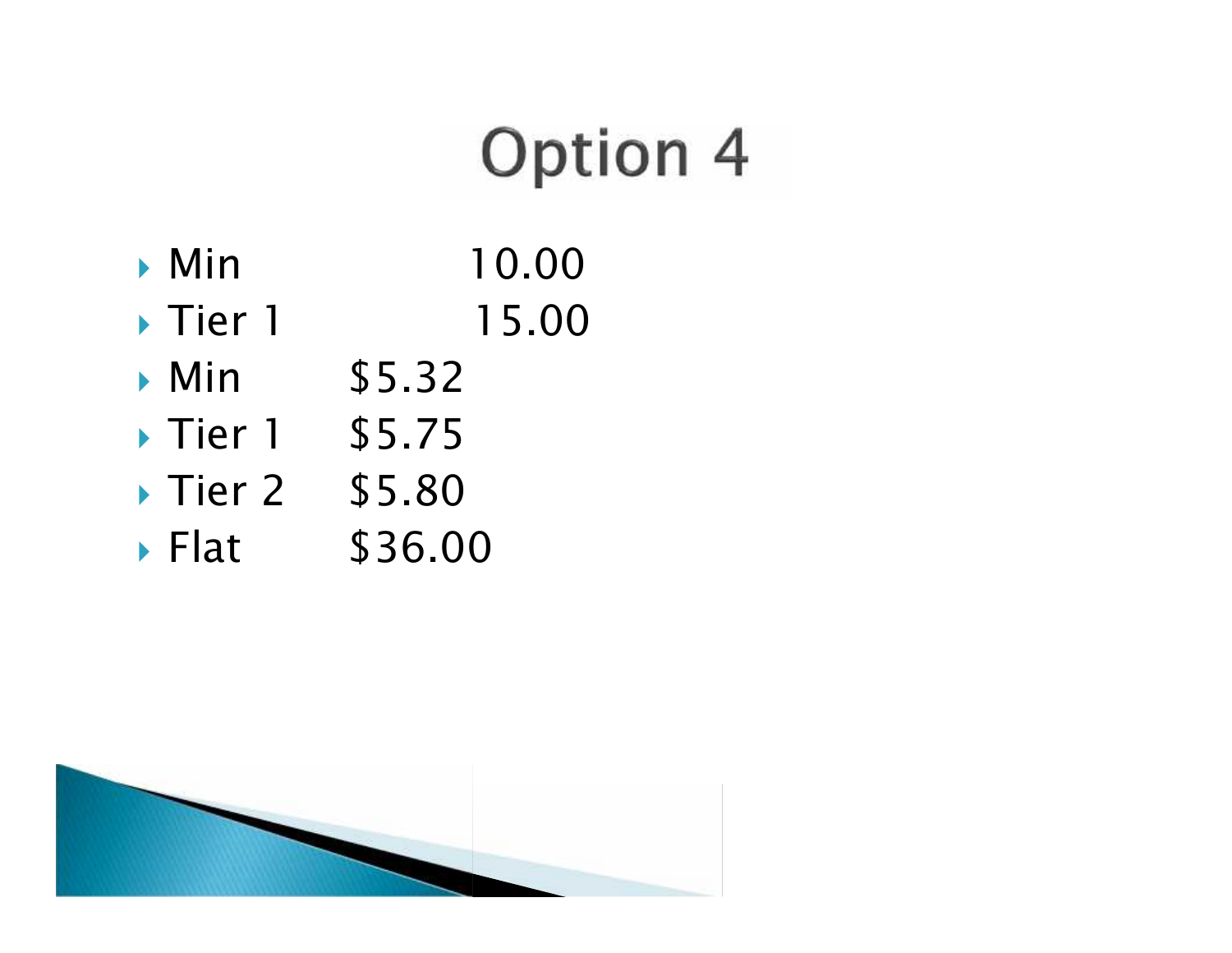# Option 4

- Min 10.00
- Tier 1 15.00
- Min $5.32
- Tier 1 $5.75
- Tier 2 $5.80
- Flat $36.00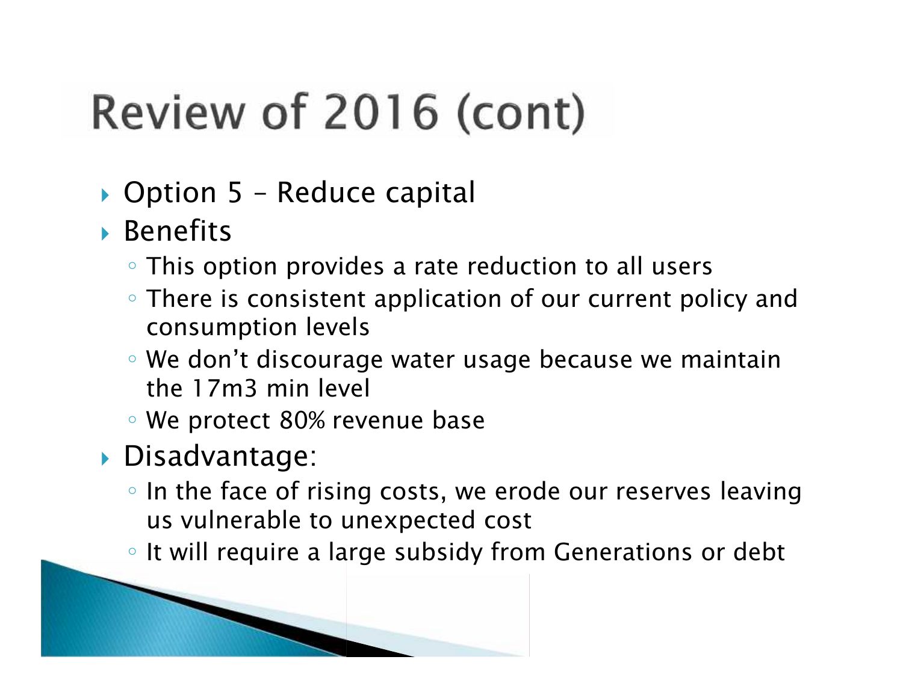# Review of 2016 (cont)

- Option 5 – Reduce capital
- Benefits
  - This option provides a rate reduction to all users
  - There is consistent application of our current policy and consumption levels
  - We don't discourage water usage because we maintain the 17m3 min level
  - We protect 80% revenue base
- Disadvantage:
  - In the face of rising costs, we erode our reserves leaving us vulnerable to unexpected cost
  - It will require a large subsidy from Generations or debt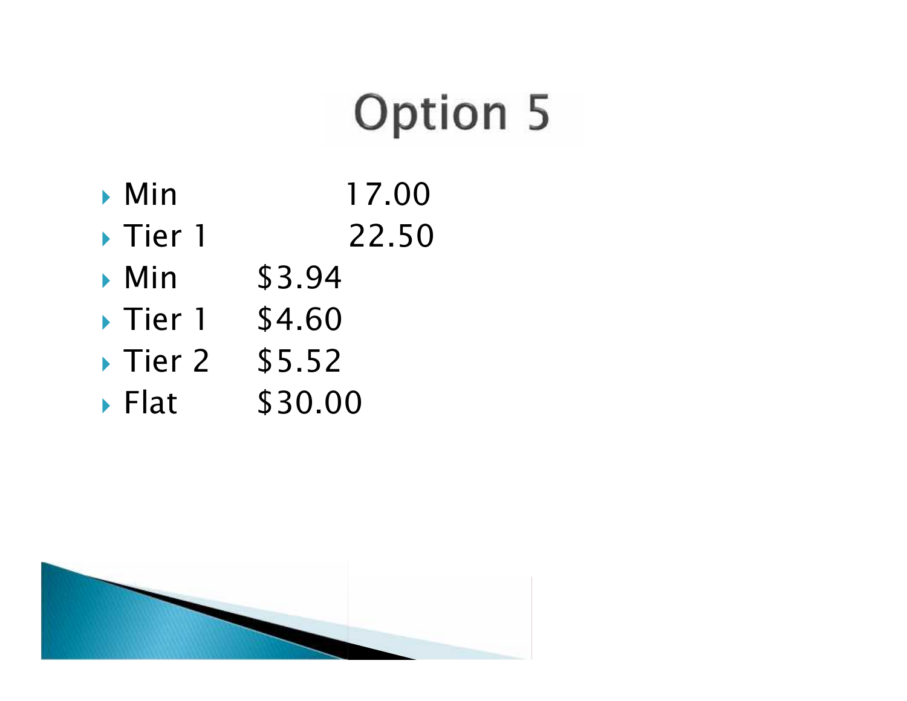# Option 5

- Min 17.00
- Tier 1 22.50
- Min $3.94
- Tier 1 $4.60
- Tier 2 $5.52
- Flat $30.00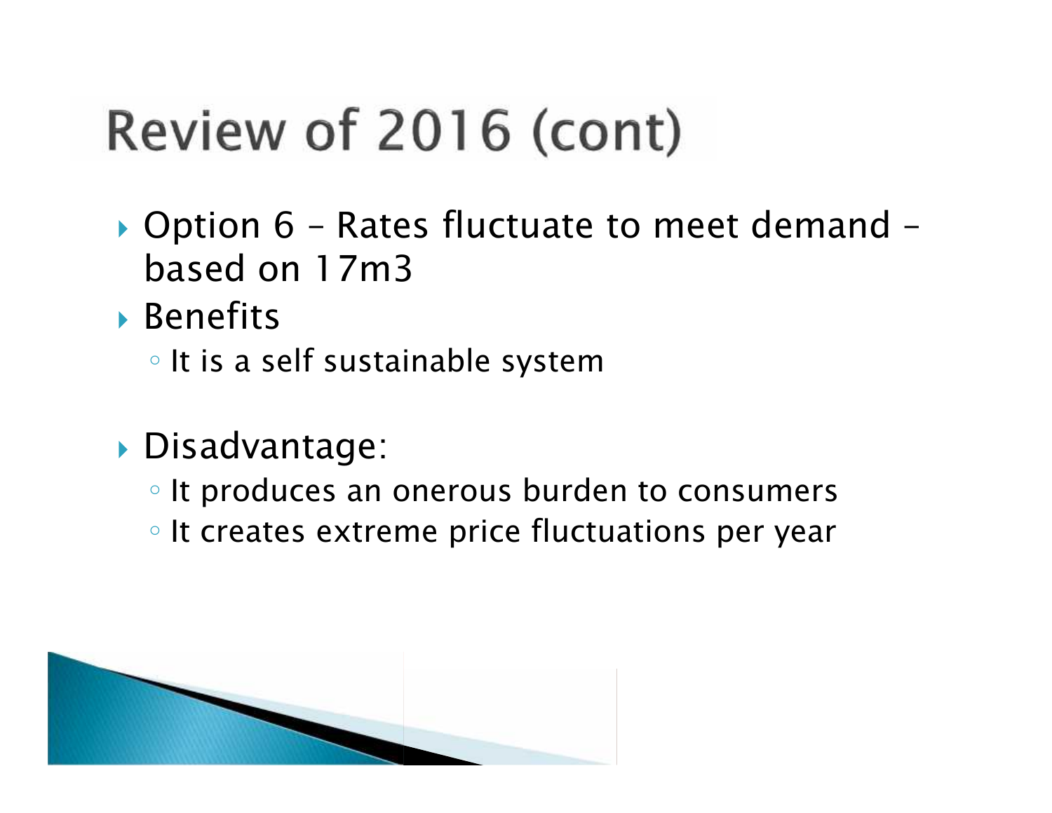# Review of 2016 (cont)

- Option 6 – Rates fluctuate to meet demand – based on 17m3
- Benefits
  - It is a self sustainable system
- Disadvantage:
  - It produces an onerous burden to consumers
  - It creates extreme price fluctuations per year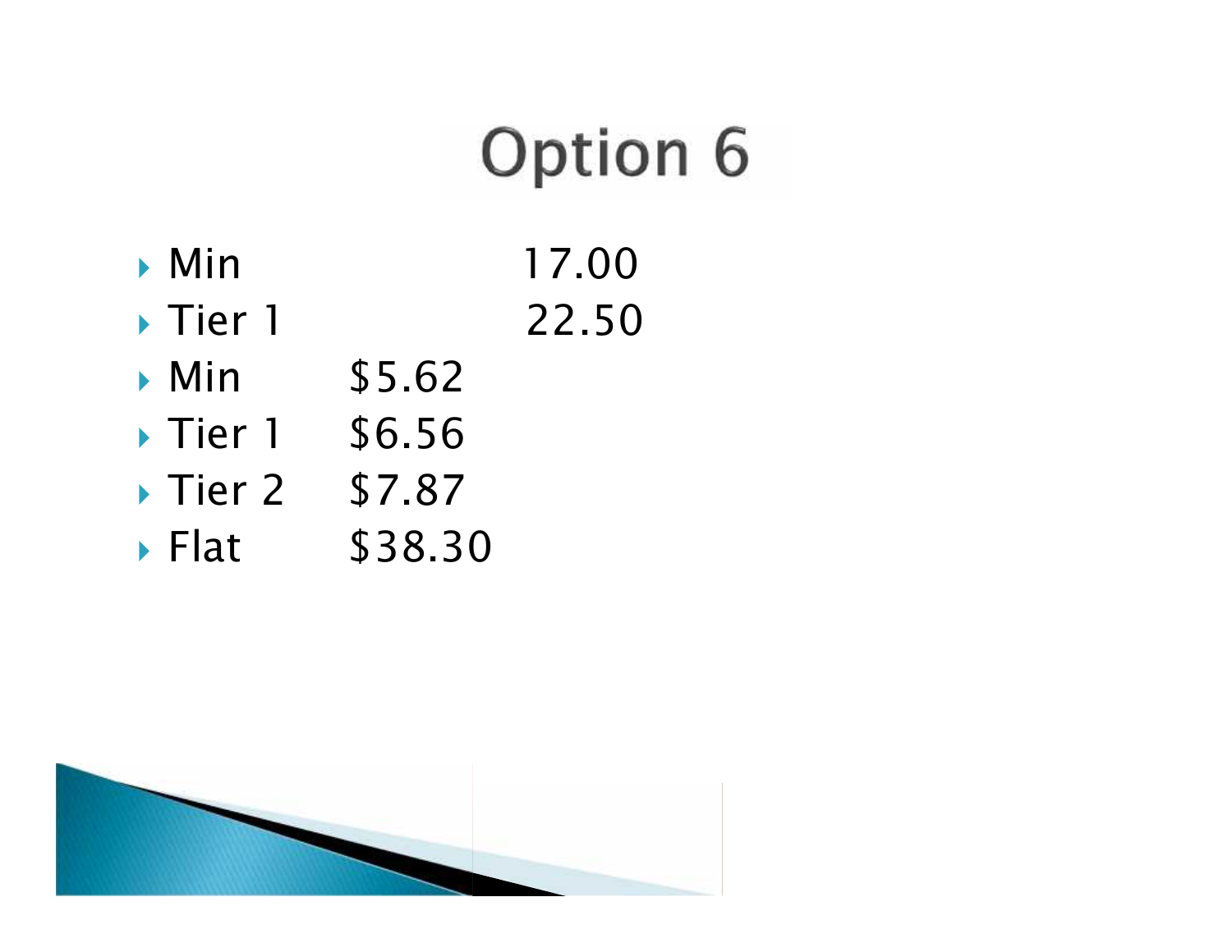# Option 6

- Min 17.00
- Tier 1 22.50
- Min $5.62
- Tier 1 $6.56
- Tier 2 $7.87
- Flat $38.30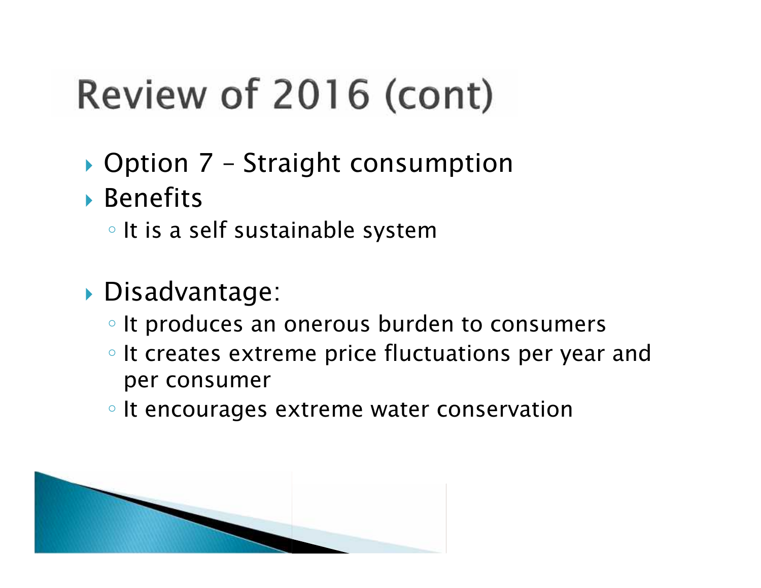# Review of 2016 (cont)

- Option 7 – Straight consumption
- Benefits
  - It is a self sustainable system
- Disadvantage:
  - It produces an onerous burden to consumers
  - It creates extreme price fluctuations per year and per consumer
  - It encourages extreme water conservation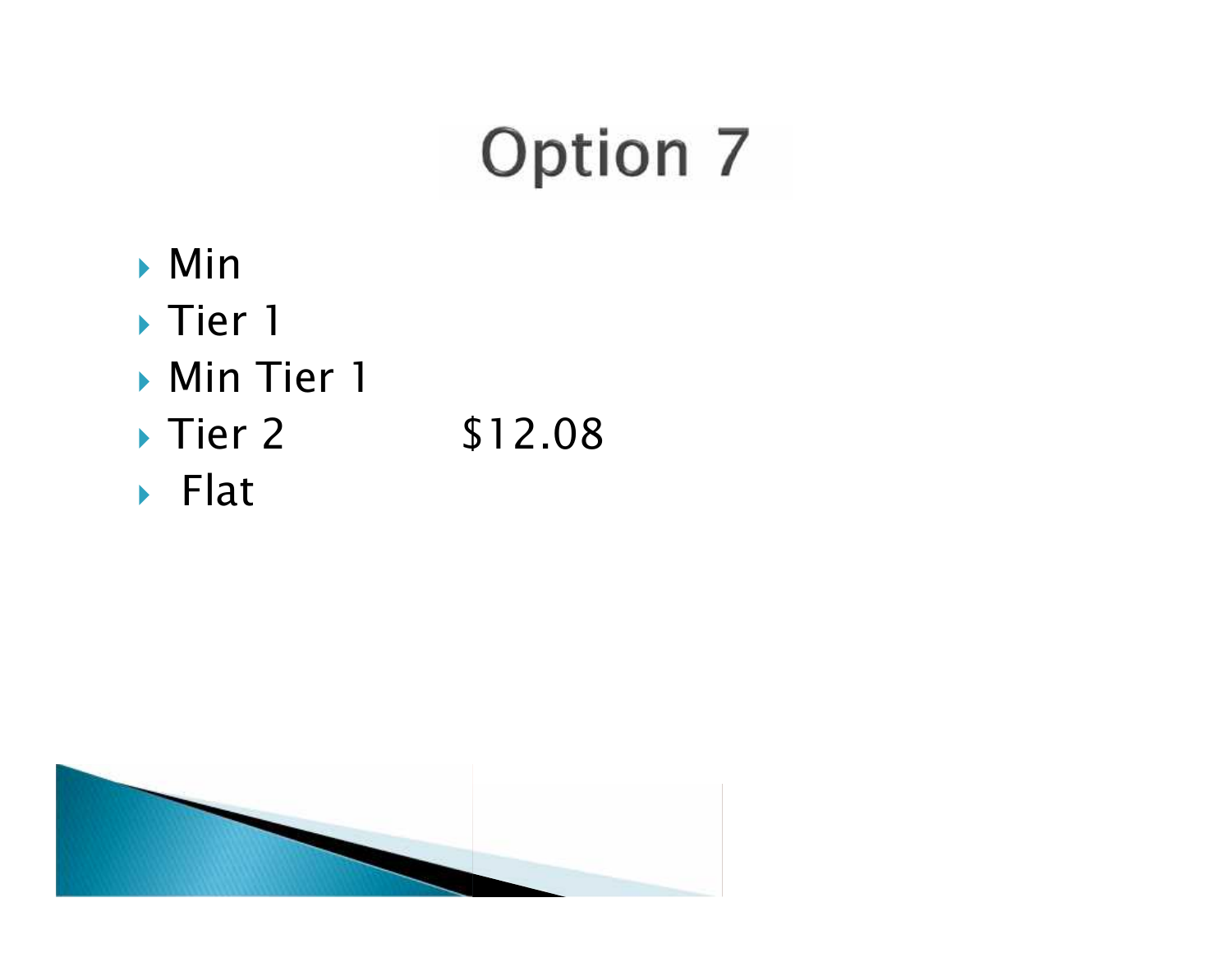# Option 7

- Min
- Tier 1
- Min Tier 1
- Tier 2 $12.08
- Flat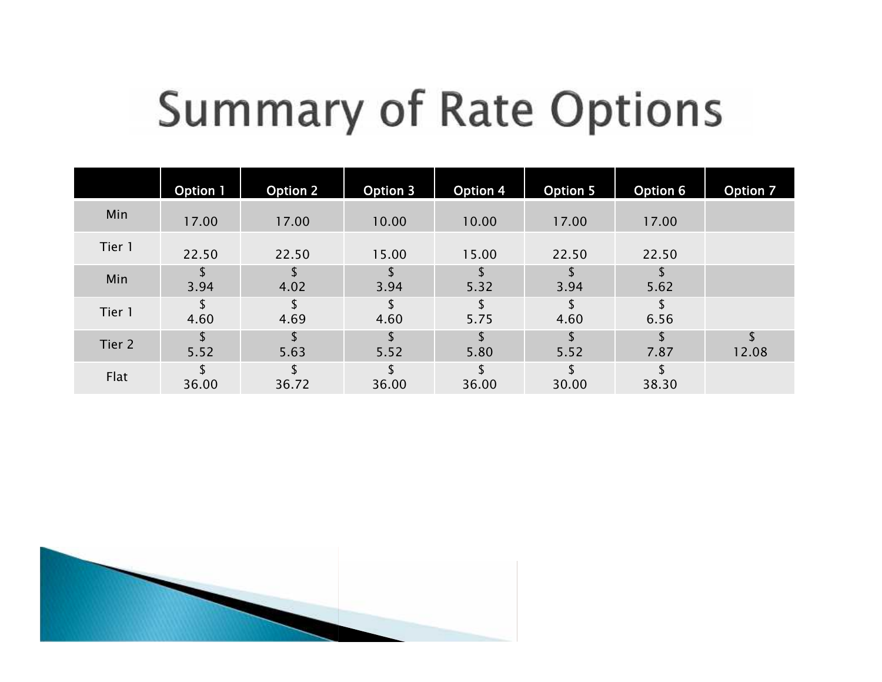# Summary of Rate Options

| | Option 1 | Option 2 | Option 3 | Option 4 | Option 5 | Option 6 | Option 7 |
|---|---|---|---|---|---|---|---|
| Min | 17.00 | 17.00 | 10.00 | 10.00 | 17.00 | 17.00 | |
| Tier 1 | 22.50 | 22.50 | 15.00 | 15.00 | 22.50 | 22.50 | |
| Min | $ 3.94 | $ 4.02 | $ 3.94 | $ 5.32 | $ 3.94 | $ 5.62 | |
| Tier 1 | $ 4.60 | $ 4.69 | $ 4.60 | $ 5.75 | $ 4.60 | $ 6.56 | |
| Tier 2 | $ 5.52 | $ 5.63 | $ 5.52 | $ 5.80 | $ 5.52 | $ 7.87 | $ 12.08 |
| Flat | $ 36.00 | $ 36.72 | $ 36.00 | $ 36.00 | $ 30.00 | $ 38.30 | |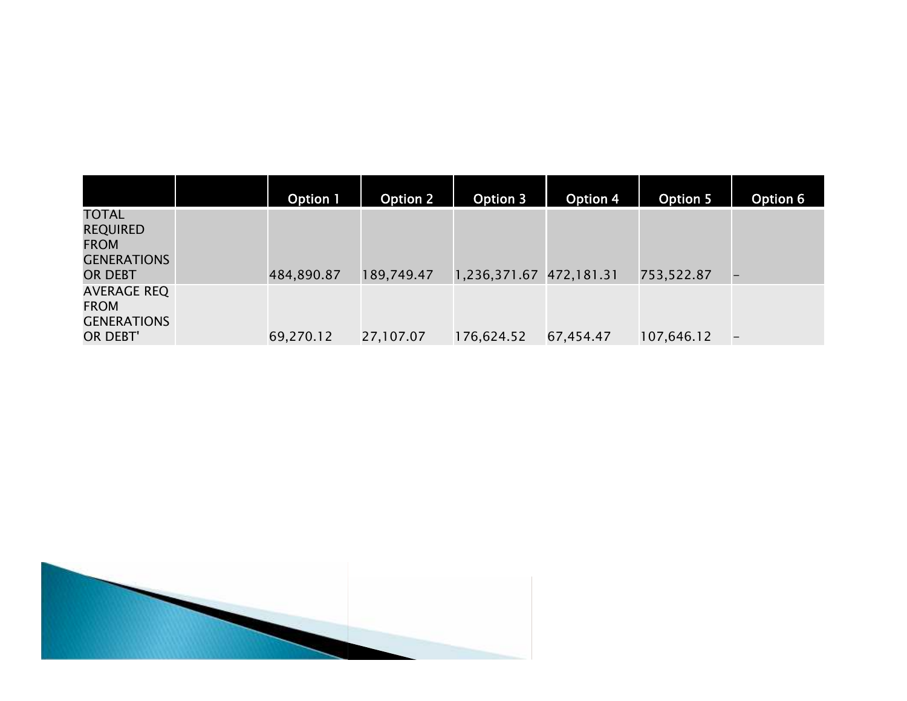| | | Option 1 | Option 2 | Option 3 | Option 4 | Option 5 | Option 6 |
|---|---|---|---|---|---|---|---|
| TOTAL REQUIRED FROM GENERATIONS OR DEBT | | 484,890.87 | 189,749.47 | 1,236,371.67 | 472,181.31 | 753,522.87 | – |
| AVERAGE REQ FROM GENERATIONS OR DEBT' | | 69,270.12 | 27,107.07 | 176,624.52 | 67,454.47 | 107,646.12 | – |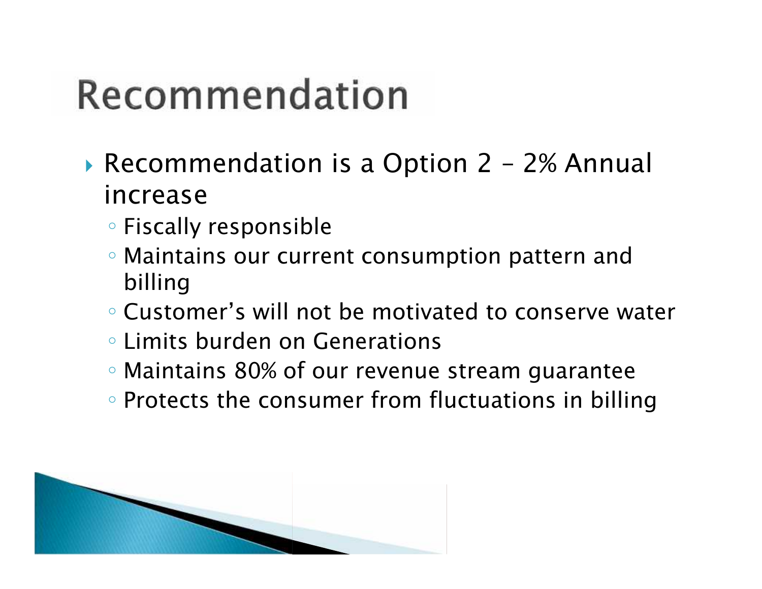# Recommendation

- Recommendation is a Option 2 – 2% Annual increase
  - Fiscally responsible
  - Maintains our current consumption pattern and billing
  - Customer's will not be motivated to conserve water
  - Limits burden on Generations
  - Maintains 80% of our revenue stream guarantee
  - Protects the consumer from fluctuations in billing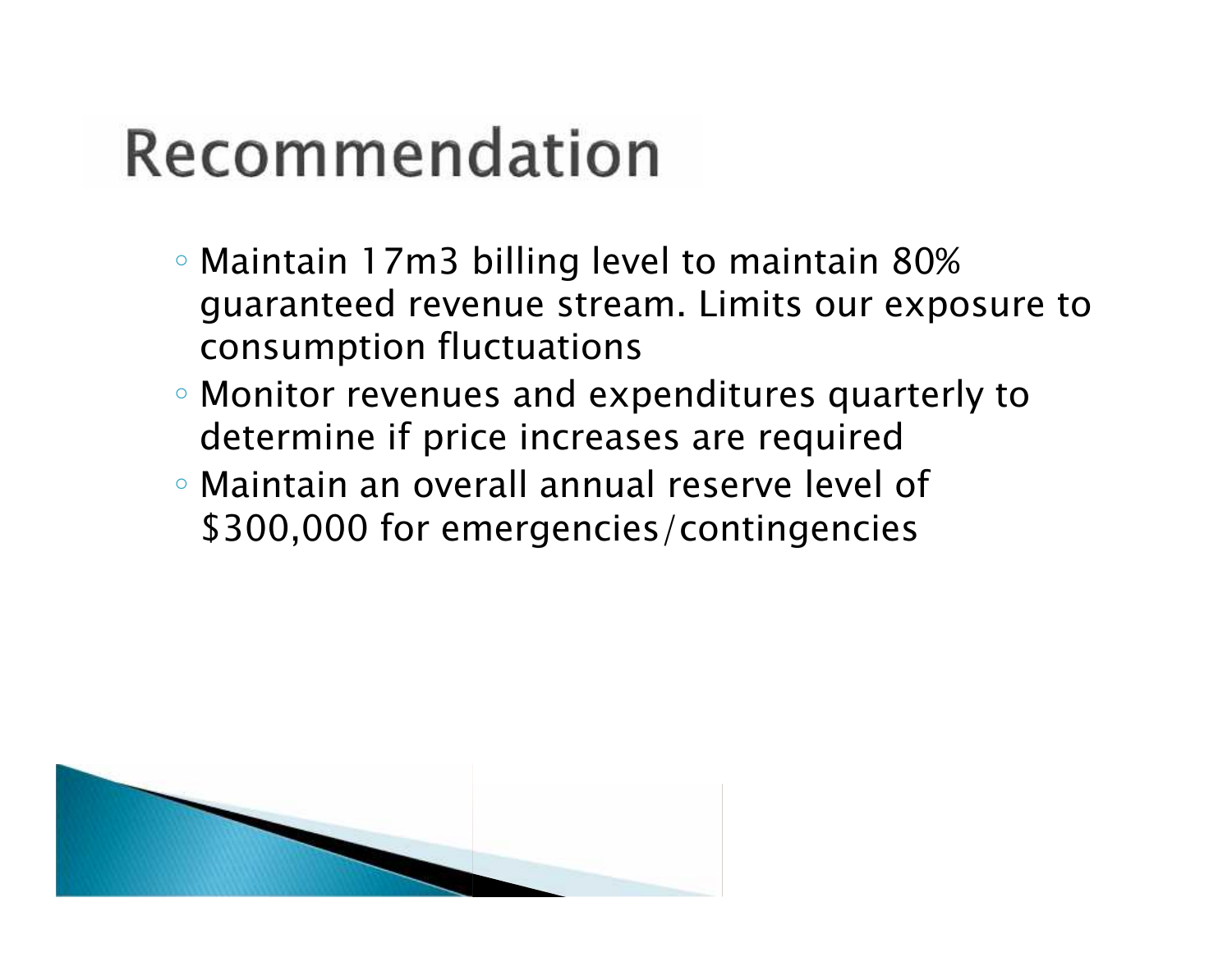# Recommendation

- Maintain 17m3 billing level to maintain 80% guaranteed revenue stream. Limits our exposure to consumption fluctuations
- Monitor revenues and expenditures quarterly to determine if price increases are required
- Maintain an overall annual reserve level of $300,000 for emergencies/contingencies